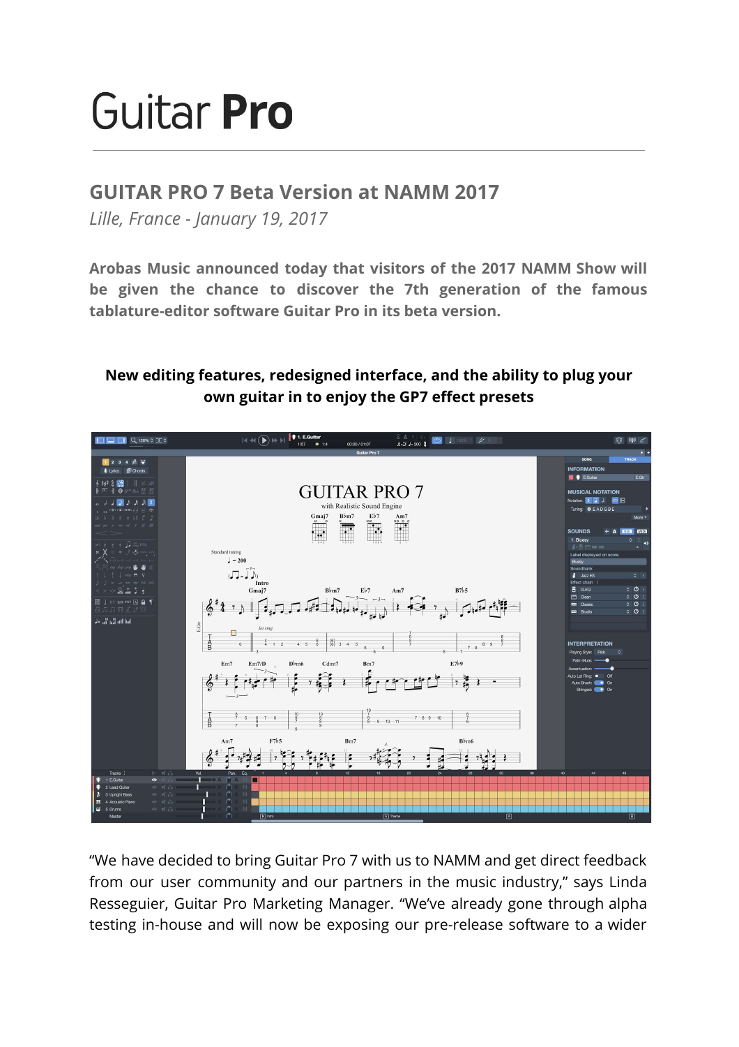# Guitar Pro

## GUITAR PRO 7 Beta Version at NAMM 2017

*Lille, France - January 19, 2017*

**Arobas Music announced today that visitors of the 2017 NAMM Show will be given the chance to discover the 7th generation of the famous tablature-editor software Guitar Pro in its beta version.**

**New editing features, redesigned interface, and the ability to plug your own guitar in to enjoy the GP7 effect presets**

“We have decided to bring Guitar Pro 7 with us to NAMM and get direct feedback from our user community and our partners in the music industry,” says Linda Resseguier, Guitar Pro Marketing Manager. “We’ve already gone through alpha testing in-house and will now be exposing our pre-release software to a wider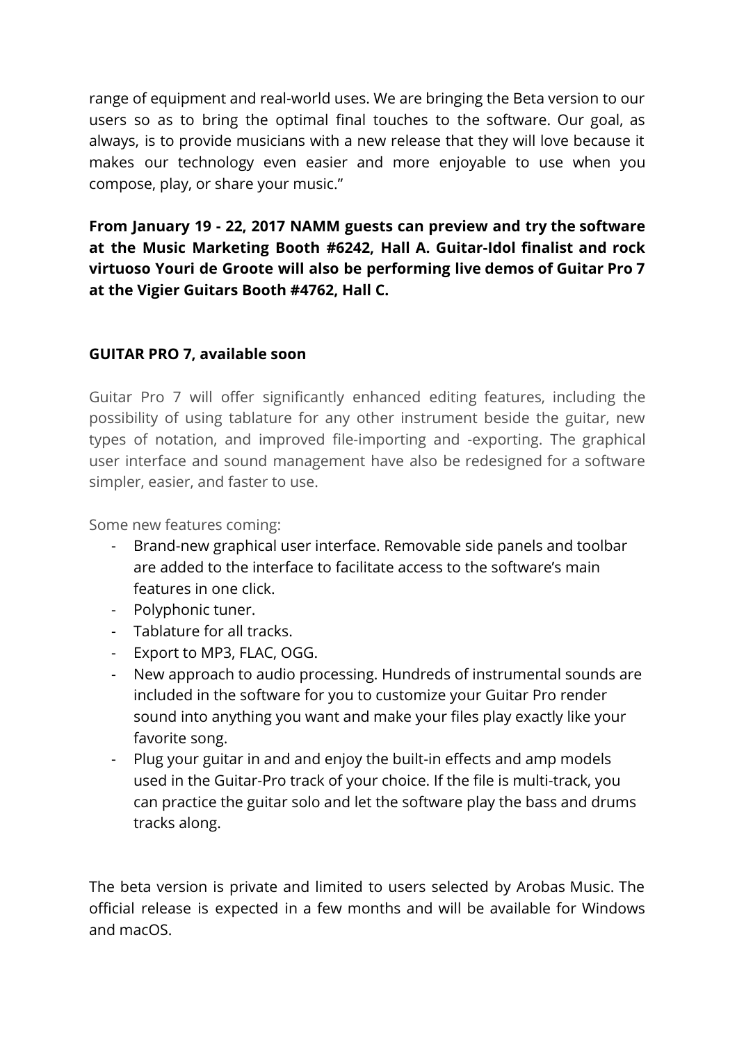range of equipment and real-world uses. We are bringing the Beta version to our users so as to bring the optimal final touches to the software. Our goal, as always, is to provide musicians with a new release that they will love because it makes our technology even easier and more enjoyable to use when you compose, play, or share your music."

**From January 19 - 22, 2017 NAMM guests can preview and try the software at the Music Marketing Booth #6242, Hall A. Guitar-Idol finalist and rock virtuoso Youri de Groote will also be performing live demos of Guitar Pro 7 at the Vigier Guitars Booth #4762, Hall C.**

**GUITAR PRO 7, available soon**

Guitar Pro 7 will offer significantly enhanced editing features, including the possibility of using tablature for any other instrument beside the guitar, new types of notation, and improved file-importing and -exporting. The graphical user interface and sound management have also be redesigned for a software simpler, easier, and faster to use.

Some new features coming:

- Brand-new graphical user interface. Removable side panels and toolbar are added to the interface to facilitate access to the software's main features in one click.
- Polyphonic tuner.
- Tablature for all tracks.
- Export to MP3, FLAC, OGG.
- New approach to audio processing. Hundreds of instrumental sounds are included in the software for you to customize your Guitar Pro render sound into anything you want and make your files play exactly like your favorite song.
- Plug your guitar in and and enjoy the built-in effects and amp models used in the Guitar-Pro track of your choice. If the file is multi-track, you can practice the guitar solo and let the software play the bass and drums tracks along.

The beta version is private and limited to users selected by Arobas Music. The official release is expected in a few months and will be available for Windows and macOS.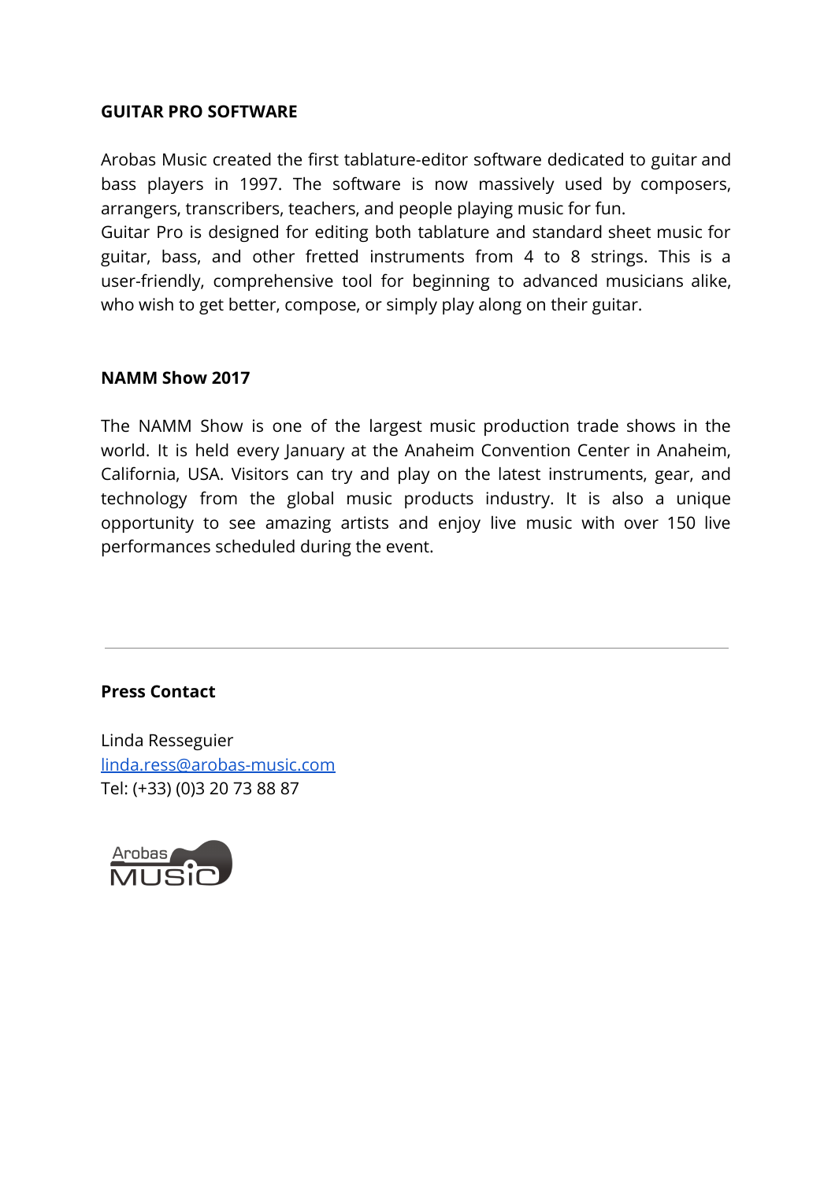**GUITAR PRO SOFTWARE**

Arobas Music created the first tablature-editor software dedicated to guitar and bass players in 1997. The software is now massively used by composers, arrangers, transcribers, teachers, and people playing music for fun.
Guitar Pro is designed for editing both tablature and standard sheet music for guitar, bass, and other fretted instruments from 4 to 8 strings. This is a user-friendly, comprehensive tool for beginning to advanced musicians alike, who wish to get better, compose, or simply play along on their guitar.

**NAMM Show 2017**

The NAMM Show is one of the largest music production trade shows in the world. It is held every January at the Anaheim Convention Center in Anaheim, California, USA. Visitors can try and play on the latest instruments, gear, and technology from the global music products industry. It is also a unique opportunity to see amazing artists and enjoy live music with over 150 live performances scheduled during the event.

---

**Press Contact**

Linda Resseguier
linda.ress@arobas-music.com
Tel: (+33) (0)3 20 73 88 87

Arobas MUSIC